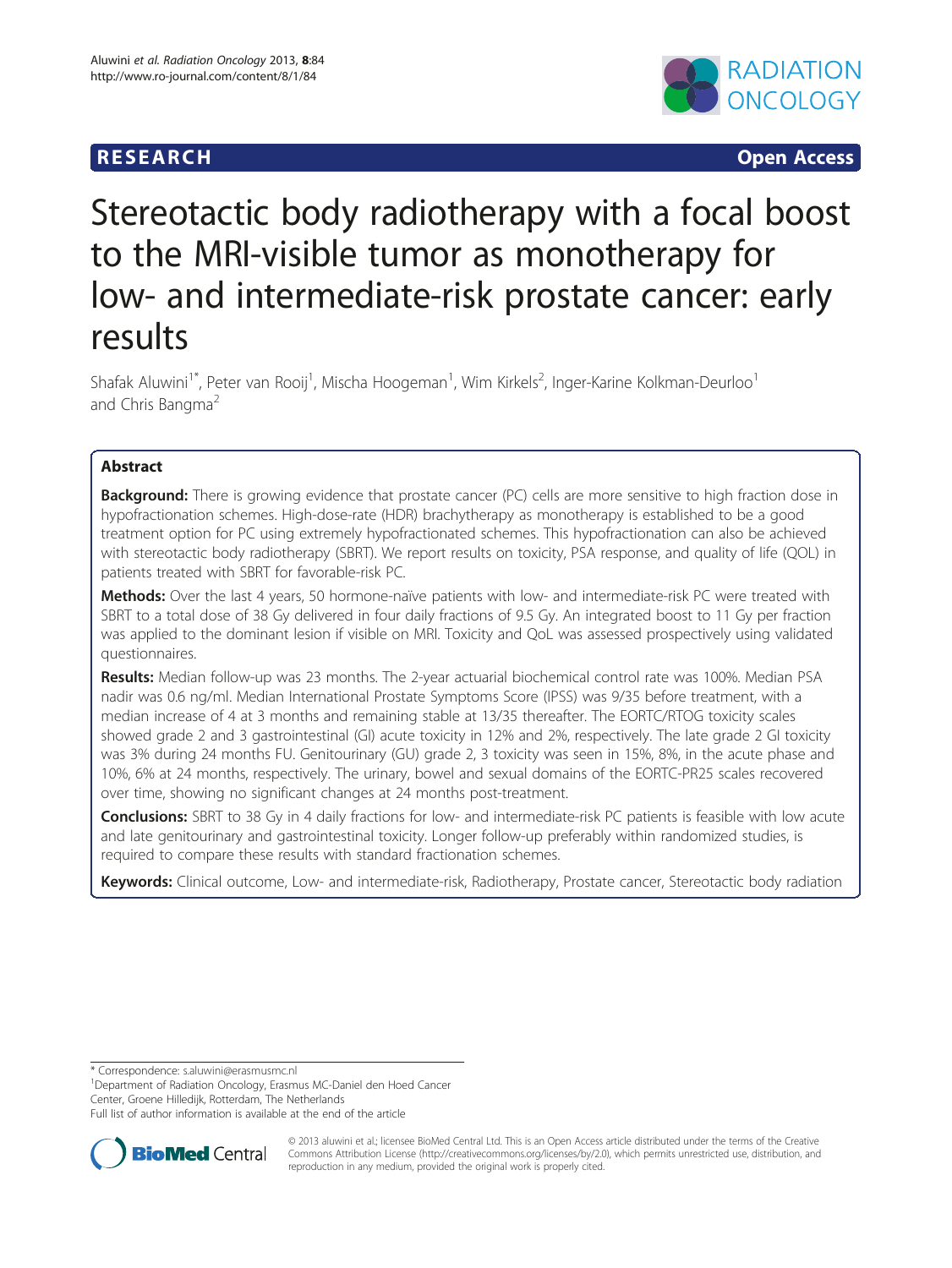RESEARCH **Open Access**

# Stereotactic body radiotherapy with a focal boost to the MRI-visible tumor as monotherapy for low- and intermediate-risk prostate cancer: early results

Shafak Aluwini[1*], Peter van Rooij[1], Mischa Hoogeman[1], Wim Kirkels[2], Inger-Karine Kolkman-Deurloo[1] and Chris Bangma[2]

## Abstract

**Background:** There is growing evidence that prostate cancer (PC) cells are more sensitive to high fraction dose in hypofractionation schemes. High-dose-rate (HDR) brachytherapy as monotherapy is established to be a good treatment option for PC using extremely hypofractionated schemes. This hypofractionation can also be achieved with stereotactic body radiotherapy (SBRT). We report results on toxicity, PSA response, and quality of life (QOL) in patients treated with SBRT for favorable-risk PC.

**Methods:** Over the last 4 years, 50 hormone-naïve patients with low- and intermediate-risk PC were treated with SBRT to a total dose of 38 Gy delivered in four daily fractions of 9.5 Gy. An integrated boost to 11 Gy per fraction was applied to the dominant lesion if visible on MRI. Toxicity and QoL was assessed prospectively using validated questionnaires.

**Results:** Median follow-up was 23 months. The 2-year actuarial biochemical control rate was 100%. Median PSA nadir was 0.6 ng/ml. Median International Prostate Symptoms Score (IPSS) was 9/35 before treatment, with a median increase of 4 at 3 months and remaining stable at 13/35 thereafter. The EORTC/RTOG toxicity scales showed grade 2 and 3 gastrointestinal (GI) acute toxicity in 12% and 2%, respectively. The late grade 2 GI toxicity was 3% during 24 months FU. Genitourinary (GU) grade 2, 3 toxicity was seen in 15%, 8%, in the acute phase and 10%, 6% at 24 months, respectively. The urinary, bowel and sexual domains of the EORTC-PR25 scales recovered over time, showing no significant changes at 24 months post-treatment.

**Conclusions:** SBRT to 38 Gy in 4 daily fractions for low- and intermediate-risk PC patients is feasible with low acute and late genitourinary and gastrointestinal toxicity. Longer follow-up preferably within randomized studies, is required to compare these results with standard fractionation schemes.

**Keywords:** Clinical outcome, Low- and intermediate-risk, Radiotherapy, Prostate cancer, Stereotactic body radiation

---

\* Correspondence: s.aluwini@erasmusmc.nl

[1]Department of Radiation Oncology, Erasmus MC-Daniel den Hoed Cancer Center, Groene Hilledijk, Rotterdam, The Netherlands

Full list of author information is available at the end of the article

© 2013 aluwini et al.; licensee BioMed Central Ltd. This is an Open Access article distributed under the terms of the Creative Commons Attribution License (http://creativecommons.org/licenses/by/2.0), which permits unrestricted use, distribution, and reproduction in any medium, provided the original work is properly cited.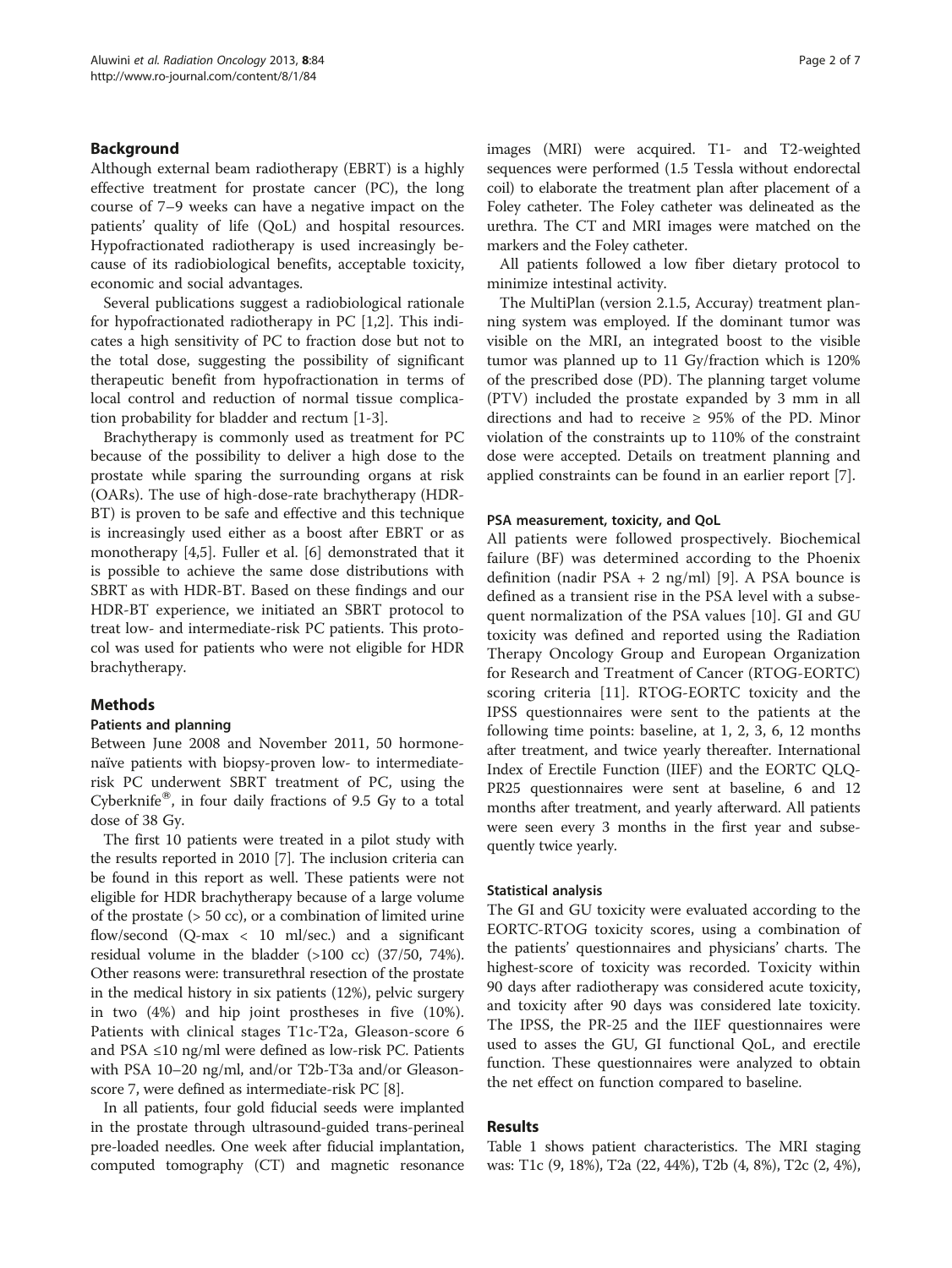## Background

Although external beam radiotherapy (EBRT) is a highly effective treatment for prostate cancer (PC), the long course of 7–9 weeks can have a negative impact on the patients' quality of life (QoL) and hospital resources. Hypofractionated radiotherapy is used increasingly because of its radiobiological benefits, acceptable toxicity, economic and social advantages.

Several publications suggest a radiobiological rationale for hypofractionated radiotherapy in PC [1,2]. This indicates a high sensitivity of PC to fraction dose but not to the total dose, suggesting the possibility of significant therapeutic benefit from hypofractionation in terms of local control and reduction of normal tissue complication probability for bladder and rectum [1-3].

Brachytherapy is commonly used as treatment for PC because of the possibility to deliver a high dose to the prostate while sparing the surrounding organs at risk (OARs). The use of high-dose-rate brachytherapy (HDR-BT) is proven to be safe and effective and this technique is increasingly used either as a boost after EBRT or as monotherapy [4,5]. Fuller et al. [6] demonstrated that it is possible to achieve the same dose distributions with SBRT as with HDR-BT. Based on these findings and our HDR-BT experience, we initiated an SBRT protocol to treat low- and intermediate-risk PC patients. This protocol was used for patients who were not eligible for HDR brachytherapy.

## Methods

### Patients and planning

Between June 2008 and November 2011, 50 hormone-naïve patients with biopsy-proven low- to intermediate-risk PC underwent SBRT treatment of PC, using the Cyberknife®, in four daily fractions of 9.5 Gy to a total dose of 38 Gy.

The first 10 patients were treated in a pilot study with the results reported in 2010 [7]. The inclusion criteria can be found in this report as well. These patients were not eligible for HDR brachytherapy because of a large volume of the prostate (> 50 cc), or a combination of limited urine flow/second (Q-max < 10 ml/sec.) and a significant residual volume in the bladder (>100 cc) (37/50, 74%). Other reasons were: transurethral resection of the prostate in the medical history in six patients (12%), pelvic surgery in two (4%) and hip joint prostheses in five (10%). Patients with clinical stages T1c-T2a, Gleason-score 6 and PSA ≤10 ng/ml were defined as low-risk PC. Patients with PSA 10–20 ng/ml, and/or T2b-T3a and/or Gleason-score 7, were defined as intermediate-risk PC [8].

In all patients, four gold fiducial seeds were implanted in the prostate through ultrasound-guided trans-perineal pre-loaded needles. One week after fiducial implantation, computed tomography (CT) and magnetic resonance images (MRI) were acquired. T1- and T2-weighted sequences were performed (1.5 Tessla without endorectal coil) to elaborate the treatment plan after placement of a Foley catheter. The Foley catheter was delineated as the urethra. The CT and MRI images were matched on the markers and the Foley catheter.

All patients followed a low fiber dietary protocol to minimize intestinal activity.

The MultiPlan (version 2.1.5, Accuray) treatment planning system was employed. If the dominant tumor was visible on the MRI, an integrated boost to the visible tumor was planned up to 11 Gy/fraction which is 120% of the prescribed dose (PD). The planning target volume (PTV) included the prostate expanded by 3 mm in all directions and had to receive ≥ 95% of the PD. Minor violation of the constraints up to 110% of the constraint dose were accepted. Details on treatment planning and applied constraints can be found in an earlier report [7].

### PSA measurement, toxicity, and QoL

All patients were followed prospectively. Biochemical failure (BF) was determined according to the Phoenix definition (nadir PSA + 2 ng/ml) [9]. A PSA bounce is defined as a transient rise in the PSA level with a subsequent normalization of the PSA values [10]. GI and GU toxicity was defined and reported using the Radiation Therapy Oncology Group and European Organization for Research and Treatment of Cancer (RTOG-EORTC) scoring criteria [11]. RTOG-EORTC toxicity and the IPSS questionnaires were sent to the patients at the following time points: baseline, at 1, 2, 3, 6, 12 months after treatment, and twice yearly thereafter. International Index of Erectile Function (IIEF) and the EORTC QLQ-PR25 questionnaires were sent at baseline, 6 and 12 months after treatment, and yearly afterward. All patients were seen every 3 months in the first year and subsequently twice yearly.

### Statistical analysis

The GI and GU toxicity were evaluated according to the EORTC-RTOG toxicity scores, using a combination of the patients' questionnaires and physicians' charts. The highest-score of toxicity was recorded. Toxicity within 90 days after radiotherapy was considered acute toxicity, and toxicity after 90 days was considered late toxicity. The IPSS, the PR-25 and the IIEF questionnaires were used to asses the GU, GI functional QoL, and erectile function. These questionnaires were analyzed to obtain the net effect on function compared to baseline.

## Results

Table 1 shows patient characteristics. The MRI staging was: T1c (9, 18%), T2a (22, 44%), T2b (4, 8%), T2c (2, 4%),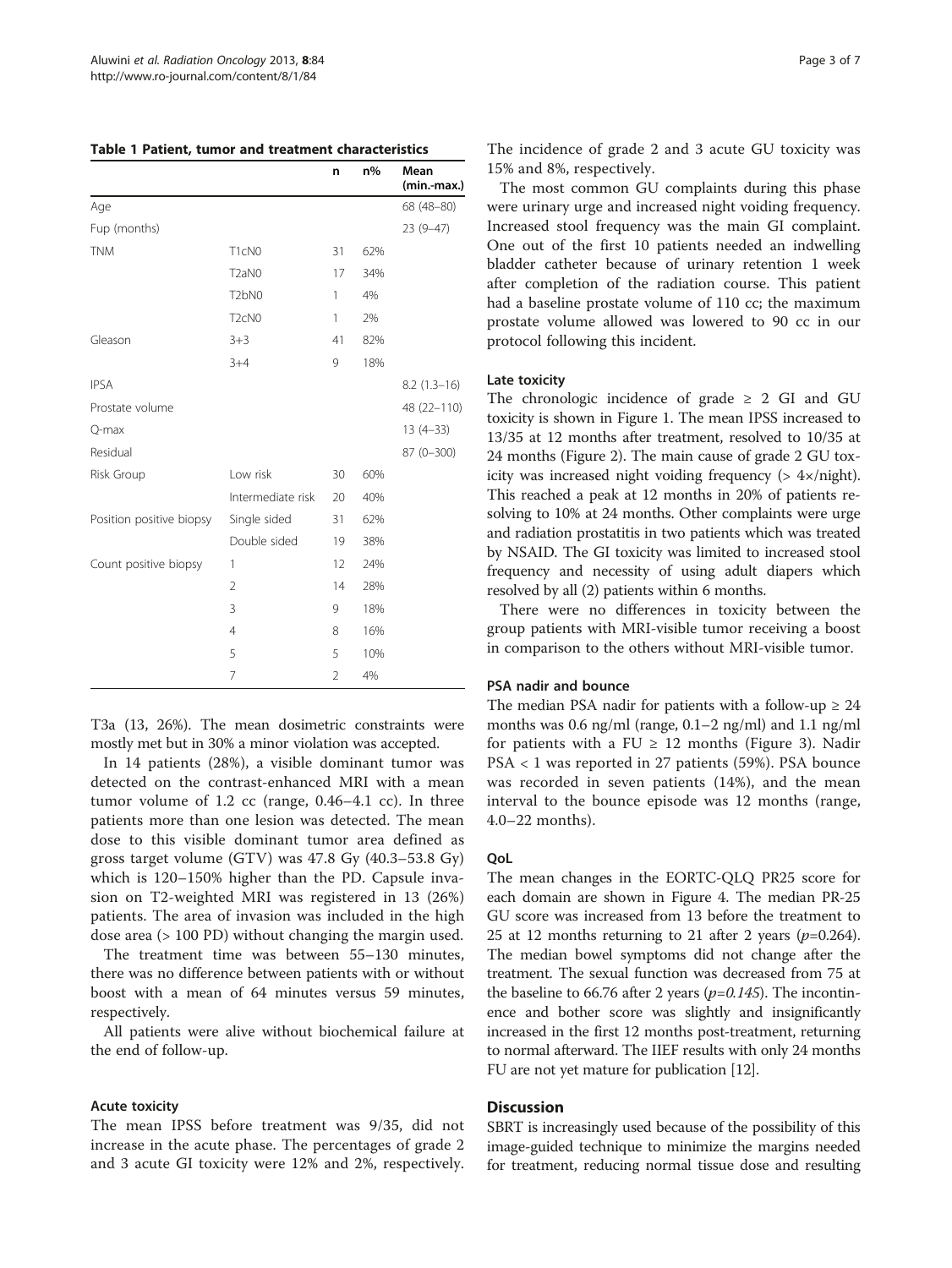**Table 1 Patient, tumor and treatment characteristics**

| | | n | n% | Mean (min.-max.) |
|---|---|---|---|---|
| Age | | | | 68 (48–80) |
| Fup (months) | | | | 23 (9–47) |
| TNM | T1cN0 | 31 | 62% | |
| | T2aN0 | 17 | 34% | |
| | T2bN0 | 1 | 4% | |
| | T2cN0 | 1 | 2% | |
| Gleason | 3+3 | 41 | 82% | |
| | 3+4 | 9 | 18% | |
| IPSA | | | | 8.2 (1.3–16) |
| Prostate volume | | | | 48 (22–110) |
| Q-max | | | | 13 (4–33) |
| Residual | | | | 87 (0–300) |
| Risk Group | Low risk | 30 | 60% | |
| | Intermediate risk | 20 | 40% | |
| Position positive biopsy | Single sided | 31 | 62% | |
| | Double sided | 19 | 38% | |
| Count positive biopsy | 1 | 12 | 24% | |
| | 2 | 14 | 28% | |
| | 3 | 9 | 18% | |
| | 4 | 8 | 16% | |
| | 5 | 5 | 10% | |
| | 7 | 2 | 4% | |

T3a (13, 26%). The mean dosimetric constraints were mostly met but in 30% a minor violation was accepted.

In 14 patients (28%), a visible dominant tumor was detected on the contrast-enhanced MRI with a mean tumor volume of 1.2 cc (range, 0.46–4.1 cc). In three patients more than one lesion was detected. The mean dose to this visible dominant tumor area defined as gross target volume (GTV) was 47.8 Gy (40.3–53.8 Gy) which is 120–150% higher than the PD. Capsule invasion on T2-weighted MRI was registered in 13 (26%) patients. The area of invasion was included in the high dose area (> 100 PD) without changing the margin used.

The treatment time was between 55–130 minutes, there was no difference between patients with or without boost with a mean of 64 minutes versus 59 minutes, respectively.

All patients were alive without biochemical failure at the end of follow-up.

### Acute toxicity

The mean IPSS before treatment was 9/35, did not increase in the acute phase. The percentages of grade 2 and 3 acute GI toxicity were 12% and 2%, respectively. The incidence of grade 2 and 3 acute GU toxicity was 15% and 8%, respectively.

The most common GU complaints during this phase were urinary urge and increased night voiding frequency. Increased stool frequency was the main GI complaint. One out of the first 10 patients needed an indwelling bladder catheter because of urinary retention 1 week after completion of the radiation course. This patient had a baseline prostate volume of 110 cc; the maximum prostate volume allowed was lowered to 90 cc in our protocol following this incident.

### Late toxicity

The chronologic incidence of grade $\geq$ 2 GI and GU toxicity is shown in Figure 1. The mean IPSS increased to 13/35 at 12 months after treatment, resolved to 10/35 at 24 months (Figure 2). The main cause of grade 2 GU toxicity was increased night voiding frequency (> 4×/night). This reached a peak at 12 months in 20% of patients resolving to 10% at 24 months. Other complaints were urge and radiation prostatitis in two patients which was treated by NSAID. The GI toxicity was limited to increased stool frequency and necessity of using adult diapers which resolved by all (2) patients within 6 months.

There were no differences in toxicity between the group patients with MRI-visible tumor receiving a boost in comparison to the others without MRI-visible tumor.

### PSA nadir and bounce

The median PSA nadir for patients with a follow-up $\geq$ 24 months was 0.6 ng/ml (range, 0.1–2 ng/ml) and 1.1 ng/ml for patients with a FU $\geq$ 12 months (Figure 3). Nadir PSA < 1 was reported in 27 patients (59%). PSA bounce was recorded in seven patients (14%), and the mean interval to the bounce episode was 12 months (range, 4.0–22 months).

### QoL

The mean changes in the EORTC-QLQ PR25 score for each domain are shown in Figure 4. The median PR-25 GU score was increased from 13 before the treatment to 25 at 12 months returning to 21 after 2 years ($p$=0.264). The median bowel symptoms did not change after the treatment. The sexual function was decreased from 75 at the baseline to 66.76 after 2 years ($p$=0.145). The incontinence and bother score was slightly and insignificantly increased in the first 12 months post-treatment, returning to normal afterward. The IIEF results with only 24 months FU are not yet mature for publication [12].

## Discussion

SBRT is increasingly used because of the possibility of this image-guided technique to minimize the margins needed for treatment, reducing normal tissue dose and resulting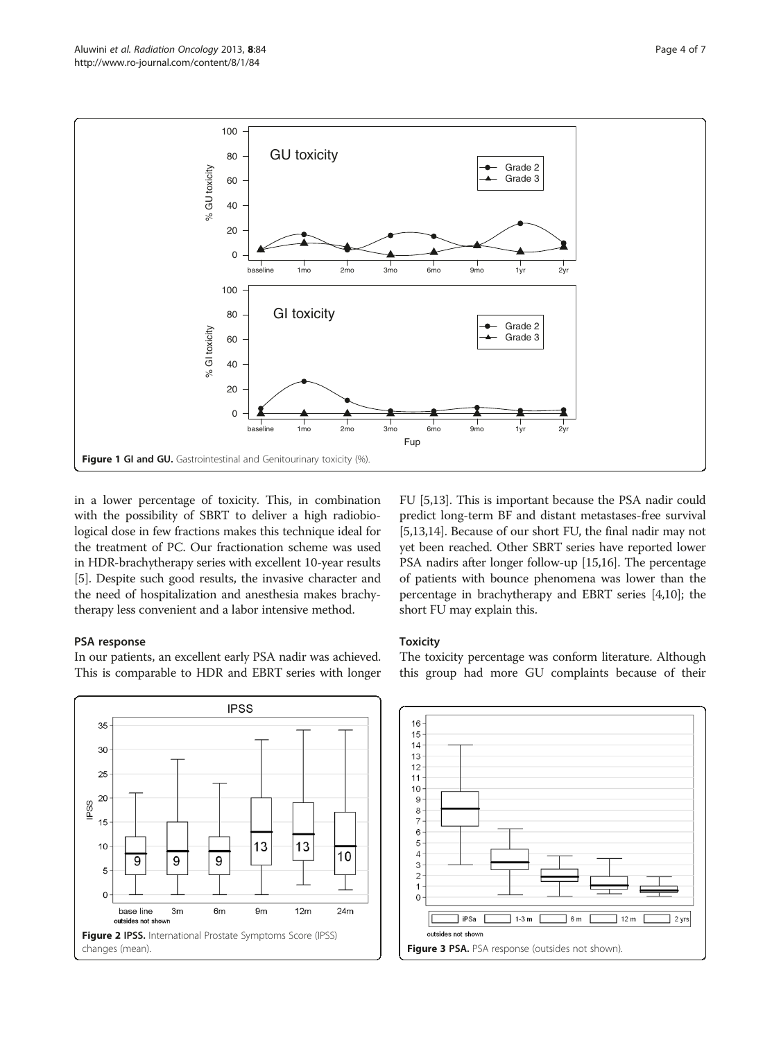Figure 1 GI and GU. Gastrointestinal and Genitourinary toxicity (%).

in a lower percentage of toxicity. This, in combination with the possibility of SBRT to deliver a high radiobiological dose in few fractions makes this technique ideal for the treatment of PC. Our fractionation scheme was used in HDR-brachytherapy series with excellent 10-year results [5]. Despite such good results, the invasive character and the need of hospitalization and anesthesia makes brachytherapy less convenient and a labor intensive method.

### PSA response

In our patients, an excellent early PSA nadir was achieved. This is comparable to HDR and EBRT series with longer FU [5,13]. This is important because the PSA nadir could predict long-term BF and distant metastases-free survival [5,13,14]. Because of our short FU, the final nadir may not yet been reached. Other SBRT series have reported lower PSA nadirs after longer follow-up [15,16]. The percentage of patients with bounce phenomena was lower than the percentage in brachytherapy and EBRT series [4,10]; the short FU may explain this.

### Toxicity

The toxicity percentage was conform literature. Although this group had more GU complaints because of their

Figure 2 IPSS. International Prostate Symptoms Score (IPSS) changes (mean).

Figure 3 PSA. PSA response (outsides not shown).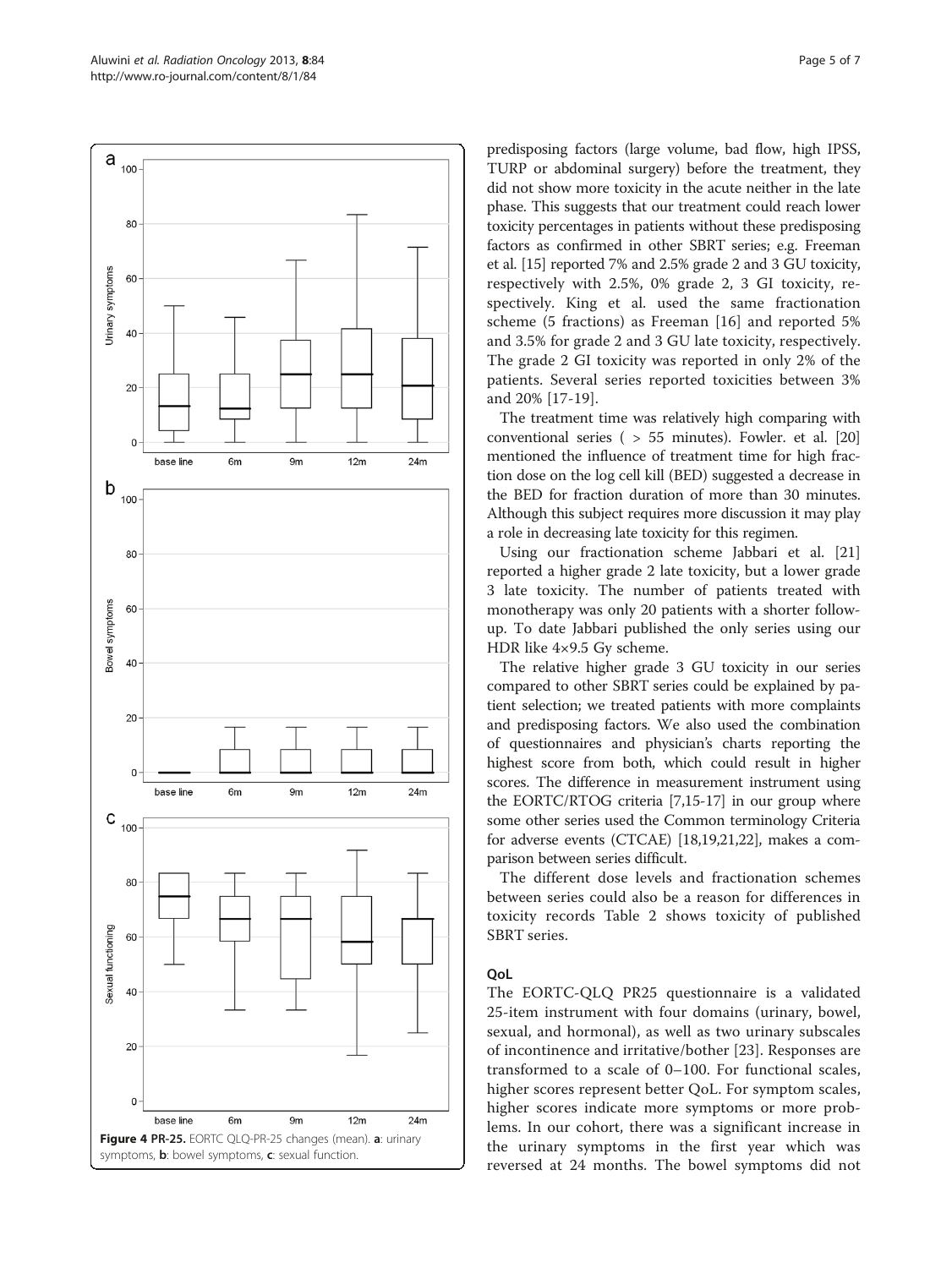Figure 4 PR-25. EORTC QLQ-PR-25 changes (mean). **a**: urinary symptoms, **b**: bowel symptoms, **c**: sexual function.

predisposing factors (large volume, bad flow, high IPSS, TURP or abdominal surgery) before the treatment, they did not show more toxicity in the acute neither in the late phase. This suggests that our treatment could reach lower toxicity percentages in patients without these predisposing factors as confirmed in other SBRT series; e.g. Freeman et al. [15] reported 7% and 2.5% grade 2 and 3 GU toxicity, respectively with 2.5%, 0% grade 2, 3 GI toxicity, respectively. King et al. used the same fractionation scheme (5 fractions) as Freeman [16] and reported 5% and 3.5% for grade 2 and 3 GU late toxicity, respectively. The grade 2 GI toxicity was reported in only 2% of the patients. Several series reported toxicities between 3% and 20% [17-19].

The treatment time was relatively high comparing with conventional series ( > 55 minutes). Fowler. et al. [20] mentioned the influence of treatment time for high fraction dose on the log cell kill (BED) suggested a decrease in the BED for fraction duration of more than 30 minutes. Although this subject requires more discussion it may play a role in decreasing late toxicity for this regimen.

Using our fractionation scheme Jabbari et al. [21] reported a higher grade 2 late toxicity, but a lower grade 3 late toxicity. The number of patients treated with monotherapy was only 20 patients with a shorter follow-up. To date Jabbari published the only series using our HDR like 4×9.5 Gy scheme.

The relative higher grade 3 GU toxicity in our series compared to other SBRT series could be explained by patient selection; we treated patients with more complaints and predisposing factors. We also used the combination of questionnaires and physician's charts reporting the highest score from both, which could result in higher scores. The difference in measurement instrument using the EORTC/RTOG criteria [7,15-17] in our group where some other series used the Common terminology Criteria for adverse events (CTCAE) [18,19,21,22], makes a comparison between series difficult.

The different dose levels and fractionation schemes between series could also be a reason for differences in toxicity records Table 2 shows toxicity of published SBRT series.

## QoL

The EORTC-QLQ PR25 questionnaire is a validated 25-item instrument with four domains (urinary, bowel, sexual, and hormonal), as well as two urinary subscales of incontinence and irritative/bother [23]. Responses are transformed to a scale of 0–100. For functional scales, higher scores represent better QoL. For symptom scales, higher scores indicate more symptoms or more problems. In our cohort, there was a significant increase in the urinary symptoms in the first year which was reversed at 24 months. The bowel symptoms did not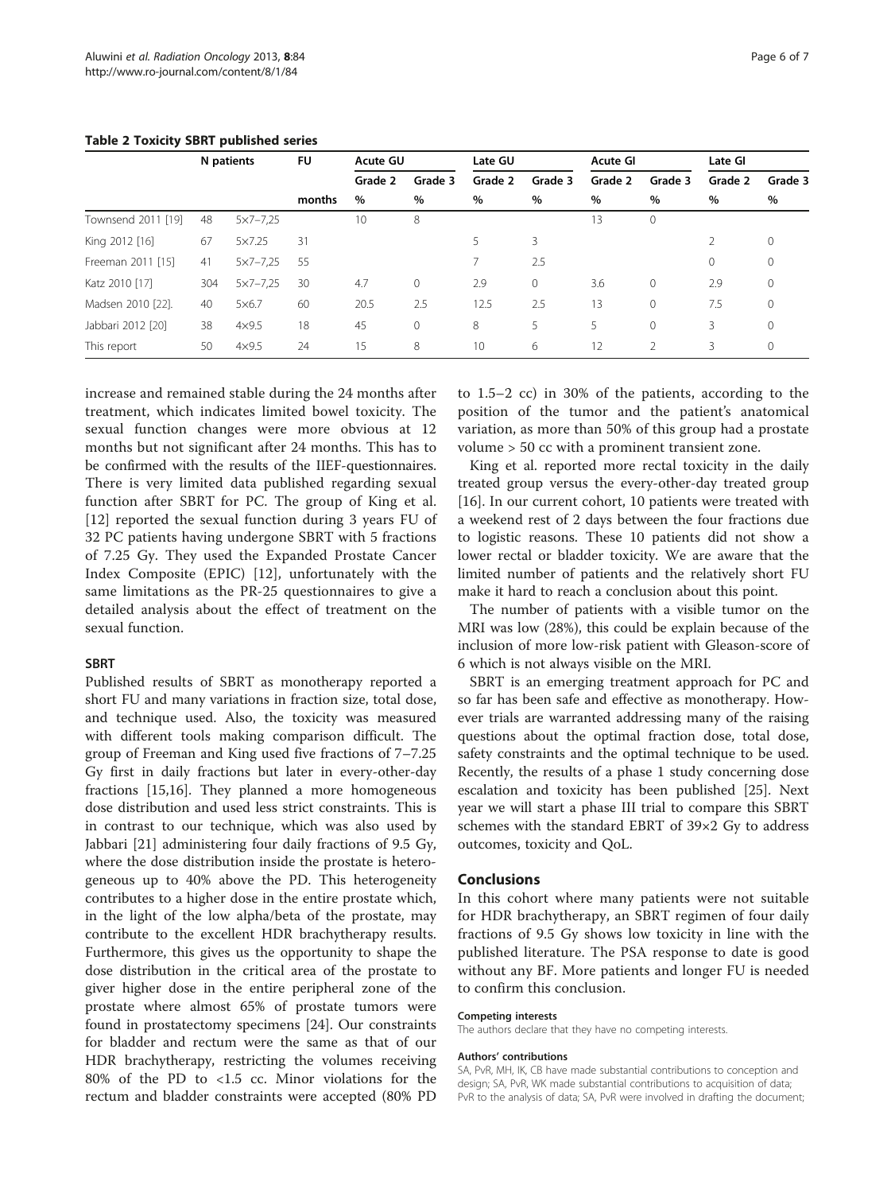**Table 2 Toxicity SBRT published series**

| | N patients | | FU | Acute GU | | Late GU | | Acute GI | | Late GI | |
|---|---|---|---|---|---|---|---|---|---|---|---|
| | | | | Grade 2 | Grade 3 | Grade 2 | Grade 3 | Grade 2 | Grade 3 | Grade 2 | Grade 3 |
| | | | months | % | % | % | % | % | % | % | % |
| Townsend 2011 [19] | 48 | 5×7–7,25 | | 10 | 8 | | | 13 | 0 | | |
| King 2012 [16] | 67 | 5×7.25 | 31 | | | 5 | 3 | | | 2 | 0 |
| Freeman 2011 [15] | 41 | 5×7–7,25 | 55 | | | 7 | 2.5 | | | 0 | 0 |
| Katz 2010 [17] | 304 | 5×7–7,25 | 30 | 4.7 | 0 | 2.9 | 0 | 3.6 | 0 | 2.9 | 0 |
| Madsen 2010 [22]. | 40 | 5×6.7 | 60 | 20.5 | 2.5 | 12.5 | 2.5 | 13 | 0 | 7.5 | 0 |
| Jabbari 2012 [20] | 38 | 4×9.5 | 18 | 45 | 0 | 8 | 5 | 5 | 0 | 3 | 0 |
| This report | 50 | 4×9.5 | 24 | 15 | 8 | 10 | 6 | 12 | 2 | 3 | 0 |

increase and remained stable during the 24 months after treatment, which indicates limited bowel toxicity. The sexual function changes were more obvious at 12 months but not significant after 24 months. This has to be confirmed with the results of the IIEF-questionnaires. There is very limited data published regarding sexual function after SBRT for PC. The group of King et al. [12] reported the sexual function during 3 years FU of 32 PC patients having undergone SBRT with 5 fractions of 7.25 Gy. They used the Expanded Prostate Cancer Index Composite (EPIC) [12], unfortunately with the same limitations as the PR-25 questionnaires to give a detailed analysis about the effect of treatment on the sexual function.

### SBRT

Published results of SBRT as monotherapy reported a short FU and many variations in fraction size, total dose, and technique used. Also, the toxicity was measured with different tools making comparison difficult. The group of Freeman and King used five fractions of 7–7.25 Gy first in daily fractions but later in every-other-day fractions [15,16]. They planned a more homogeneous dose distribution and used less strict constraints. This is in contrast to our technique, which was also used by Jabbari [21] administering four daily fractions of 9.5 Gy, where the dose distribution inside the prostate is heterogeneous up to 40% above the PD. This heterogeneity contributes to a higher dose in the entire prostate which, in the light of the low alpha/beta of the prostate, may contribute to the excellent HDR brachytherapy results. Furthermore, this gives us the opportunity to shape the dose distribution in the critical area of the prostate to giver higher dose in the entire peripheral zone of the prostate where almost 65% of prostate tumors were found in prostatectomy specimens [24]. Our constraints for bladder and rectum were the same as that of our HDR brachytherapy, restricting the volumes receiving 80% of the PD to <1.5 cc. Minor violations for the rectum and bladder constraints were accepted (80% PD to 1.5–2 cc) in 30% of the patients, according to the position of the tumor and the patient's anatomical variation, as more than 50% of this group had a prostate volume > 50 cc with a prominent transient zone.

King et al. reported more rectal toxicity in the daily treated group versus the every-other-day treated group [16]. In our current cohort, 10 patients were treated with a weekend rest of 2 days between the four fractions due to logistic reasons. These 10 patients did not show a lower rectal or bladder toxicity. We are aware that the limited number of patients and the relatively short FU make it hard to reach a conclusion about this point.

The number of patients with a visible tumor on the MRI was low (28%), this could be explain because of the inclusion of more low-risk patient with Gleason-score of 6 which is not always visible on the MRI.

SBRT is an emerging treatment approach for PC and so far has been safe and effective as monotherapy. However trials are warranted addressing many of the raising questions about the optimal fraction dose, total dose, safety constraints and the optimal technique to be used. Recently, the results of a phase 1 study concerning dose escalation and toxicity has been published [25]. Next year we will start a phase III trial to compare this SBRT schemes with the standard EBRT of 39×2 Gy to address outcomes, toxicity and QoL.

## Conclusions

In this cohort where many patients were not suitable for HDR brachytherapy, an SBRT regimen of four daily fractions of 9.5 Gy shows low toxicity in line with the published literature. The PSA response to date is good without any BF. More patients and longer FU is needed to confirm this conclusion.

#### Competing interests

The authors declare that they have no competing interests.

#### Authors' contributions

SA, PvR, MH, IK, CB have made substantial contributions to conception and design; SA, PvR, WK made substantial contributions to acquisition of data; PvR to the analysis of data; SA, PvR were involved in drafting the document;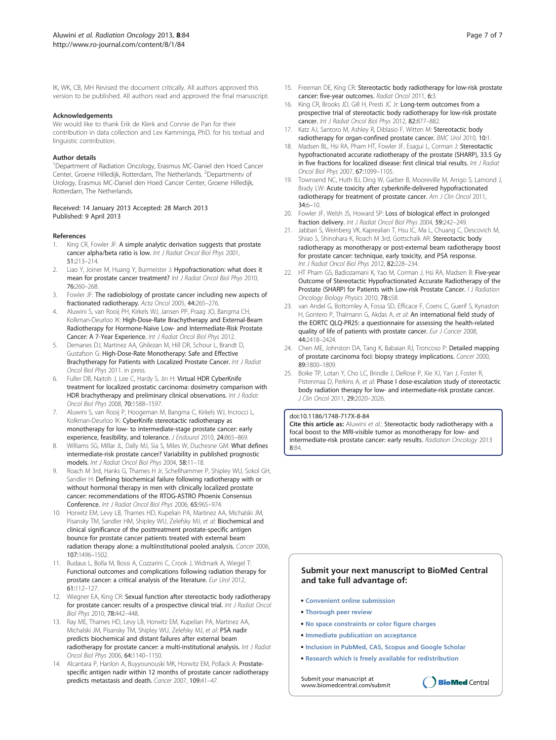IK, WK, CB, MH Revised the document critically. All authors approved this version to be published. All authors read and approved the final manuscript.

#### Acknowledgements

We would like to thank Erik de Klerk and Connie de Pan for their contribution in data collection and Lex Kamminga, PhD. for his textual and linguistic contribution.

#### Author details

[1]Department of Radiation Oncology, Erasmus MC-Daniel den Hoed Cancer Center, Groene Hilledijk, Rotterdam, The Netherlands. [2]Departmentv of Urology, Erasmus MC-Daniel den Hoed Cancer Center, Groene Hilledijk, Rotterdam, The Netherlands.

Received: 14 January 2013 Accepted: 28 March 2013
Published: 9 April 2013

#### References

1. King CR, Fowler JF: **A simple analytic derivation suggests that prostate cancer alpha/beta ratio is low.** *Int J Radiat Oncol Biol Phys* 2001, **51:**213–214.
2. Liao Y, Joiner M, Huang Y, Burmeister J: **Hypofractionation: what does it mean for prostate cancer treatment?** *Int J Radiat Oncol Biol Phys* 2010, **76:**260–268.
3. Fowler JF: **The radiobiology of prostate cancer including new aspects of fractionated radiotherapy.** *Acta Oncol* 2005, **44:**265–276.
4. Aluwini S, van Rooij PH, Kirkels WJ, Jansen PP, Praag JO, Bangma CH, Kolkman-Deurloo IK: **High-Dose-Rate Brachytherapy and External-Beam Radiotherapy for Hormone-Naive Low- and Intermediate-Risk Prostate Cancer: A 7-Year Experience.** *Int J Radiat Oncol Biol Phys* 2012.
5. Demanes DJ, Martinez AA, Ghilezan M, Hill DR, Schour L, Brandt D, Gustafson G: **High-Dose-Rate Monotherapy: Safe and Effective Brachytherapy for Patients with Localized Prostate Cancer.** *Int J Radiat Oncol Biol Phys* 2011. in press.
6. Fuller DB, Naitoh J, Lee C, Hardy S, Jin H: **Virtual HDR CyberKnife treatment for localized prostatic carcinoma: dosimetry comparison with HDR brachytherapy and preliminary clinical observations.** *Int J Radiat Oncol Biol Phys* 2008, **70:**1588–1597.
7. Aluwini S, van Rooij P, Hoogeman M, Bangma C, Kirkels WJ, Incrocci L, Kolkman-Deurloo IK: **CyberKnife stereotactic radiotherapy as monotherapy for low- to intermediate-stage prostate cancer: early experience, feasibility, and tolerance.** *J Endourol* 2010, **24:**865–869.
8. Williams SG, Millar JL, Dally MJ, Sia S, Miles W, Duchesne GM: **What defines intermediate-risk prostate cancer? Variability in published prognostic models.** *Int J Radiat Oncol Biol Phys* 2004, **58:**11–18.
9. Roach M 3rd, Hanks G, Thames H Jr, Schellhammer P, Shipley WU, Sokol GH, Sandler H: **Defining biochemical failure following radiotherapy with or without hormonal therapy in men with clinically localized prostate cancer: recommendations of the RTOG-ASTRO Phoenix Consensus Conference.** *Int J Radiat Oncol Biol Phys* 2006, **65:**965–974.
10. Horwitz EM, Levy LB, Thames HD, Kupelian PA, Martinez AA, Michalski JM, Pisansky TM, Sandler HM, Shipley WU, Zelefsky MJ, *et al*: **Biochemical and clinical significance of the posttreatment prostate-specific antigen bounce for prostate cancer patients treated with external beam radiation therapy alone: a multiinstitutional pooled analysis.** *Cancer* 2006, **107:**1496–1502.
11. Budaus L, Bolla M, Bossi A, Cozzarini C, Crook J, Widmark A, Wiegel T: **Functional outcomes and complications following radiation therapy for prostate cancer: a critical analysis of the literature.** *Eur Urol* 2012, **61:**112–127.
12. Wiegner EA, King CR: **Sexual function after stereotactic body radiotherapy for prostate cancer: results of a prospective clinical trial.** *Int J Radiat Oncol Biol Phys* 2010, **78:**442–448.
13. Ray ME, Thames HD, Levy LB, Horwitz EM, Kupelian PA, Martinez AA, Michalski JM, Pisansky TM, Shipley WU, Zelefsky MJ, *et al*: **PSA nadir predicts biochemical and distant failures after external beam radiotherapy for prostate cancer: a multi-institutional analysis.** *Int J Radiat Oncol Biol Phys* 2006, **64:**1140–1150.
14. Alcantara P, Hanlon A, Buyyounouski MK, Horwitz EM, Pollack A: **Prostate-specific antigen nadir within 12 months of prostate cancer radiotherapy predicts metastasis and death.** *Cancer* 2007, **109:**41–47.
15. Freeman DE, King CR: **Stereotactic body radiotherapy for low-risk prostate cancer: five-year outcomes.** *Radiat Oncol* 2011, **6:**3.
16. King CR, Brooks JD, Gill H, Presti JC Jr: **Long-term outcomes from a prospective trial of stereotactic body radiotherapy for low-risk prostate cancer.** *Int J Radiat Oncol Biol Phys* 2012, **82:**877–882.
17. Katz AJ, Santoro M, Ashley R, Diblasio F, Witten M: **Stereotactic body radiotherapy for organ-confined prostate cancer.** *BMC Urol* 2010, **10:**1.
18. Madsen BL, Hsi RA, Pham HT, Fowler JF, Esagui L, Corman J: **Stereotactic hypofractionated accurate radiotherapy of the prostate (SHARP), 33.5 Gy in five fractions for localized disease: first clinical trial results.** *Int J Radiat Oncol Biol Phys* 2007, **67:**1099–1105.
19. Townsend NC, Huth BJ, Ding W, Garber B, Mooreville M, Arrigo S, Lamond J, Brady LW: **Acute toxicity after cyberknife-delivered hypofractionated radiotherapy for treatment of prostate cancer.** *Am J Clin Oncol* 2011, **34:**6–10.
20. Fowler JF, Welsh JS, Howard SP: **Loss of biological effect in prolonged fraction delivery.** *Int J Radiat Oncol Biol Phys* 2004, **59:**242–249.
21. Jabbari S, Weinberg VK, Kaprealian T, Hsu IC, Ma L, Chuang C, Descovich M, Shiao S, Shinohara K, Roach M 3rd, Gottschalk AR: **Stereotactic body radiotherapy as monotherapy or post-external beam radiotherapy boost for prostate cancer: technique, early toxicity, and PSA response.** *Int J Radiat Oncol Biol Phys* 2012, **82:**228–234.
22. HT Pham GS, Badiozamani K, Yao M, Corman J, Hsi RA, Madsen B: **Five-year Outcome of Stereotactic Hypofractionated Accurate Radiotherapy of the Prostate (SHARP) for Patients with Low-risk Prostate Cancer.** *I J Radiation Oncology Biology Physics* 2010, **78:**s58.
23. van Andel G, Bottomley A, Fossa SD, Efficace F, Coens C, Guerif S, Kynaston H, Gontero P, Thalmann G, Akdas A, *et al*: **An international field study of the EORTC QLQ-PR25: a questionnaire for assessing the health-related quality of life of patients with prostate cancer.** *Eur J Cancer* 2008, **44:**2418–2424.
24. Chen ME, Johnston DA, Tang K, Babaian RJ, Troncoso P: **Detailed mapping of prostate carcinoma foci: biopsy strategy implications.** *Cancer* 2000, **89:**1800–1809.
25. Boike TP, Lotan Y, Cho LC, Brindle J, DeRose P, Xie XJ, Yan J, Foster R, Pistenmaa D, Perkins A, *et al*: **Phase I dose-escalation study of stereotactic body radiation therapy for low- and intermediate-risk prostate cancer.** *J Clin Oncol* 2011, **29:**2020–2026.

doi:10.1186/1748-717X-8-84

**Cite this article as:** Aluwini *et al.*: Stereotactic body radiotherapy with a focal boost to the MRI-visible tumor as monotherapy for low- and intermediate-risk prostate cancer: early results. *Radiation Oncology* 2013 **8**:84.

**Submit your next manuscript to BioMed Central and take full advantage of:**

- **Convenient online submission**
- **Thorough peer review**
- **No space constraints or color figure charges**
- **Immediate publication on acceptance**
- **Inclusion in PubMed, CAS, Scopus and Google Scholar**
- **Research which is freely available for redistribution**

Submit your manuscript at
www.biomedcentral.com/submit

BioMed Central